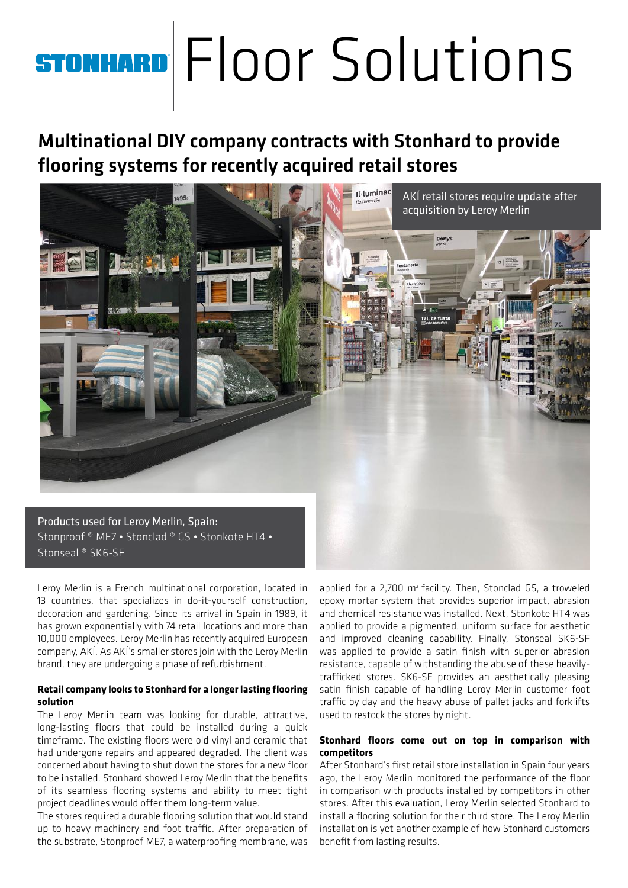# STONHARD Floor Solutions

## Multinational DIY company contracts with Stonhard to provide flooring systems for recently acquired retail stores

AKÍ retail stores require update after acquisition by Leroy Merlin

Products used for Leroy Merlin, Spain:
Stonproof ® ME7 • Stonclad ® GS • Stonkote HT4 • Stonseal ® SK6-SF

Leroy Merlin is a French multinational corporation, located in 13 countries, that specializes in do-it-yourself construction, decoration and gardening. Since its arrival in Spain in 1989, it has grown exponentially with 74 retail locations and more than 10,000 employees. Leroy Merlin has recently acquired European company, AKÍ. As AKÍ's smaller stores join with the Leroy Merlin brand, they are undergoing a phase of refurbishment.

**Retail company looks to Stonhard for a longer lasting flooring solution**

The Leroy Merlin team was looking for durable, attractive, long-lasting floors that could be installed during a quick timeframe. The existing floors were old vinyl and ceramic that had undergone repairs and appeared degraded. The client was concerned about having to shut down the stores for a new floor to be installed. Stonhard showed Leroy Merlin that the benefits of its seamless flooring systems and ability to meet tight project deadlines would offer them long-term value.

The stores required a durable flooring solution that would stand up to heavy machinery and foot traffic. After preparation of the substrate, Stonproof ME7, a waterproofing membrane, was applied for a 2,700 m$^2$ facility. Then, Stonclad GS, a troweled epoxy mortar system that provides superior impact, abrasion and chemical resistance was installed. Next, Stonkote HT4 was applied to provide a pigmented, uniform surface for aesthetic and improved cleaning capability. Finally, Stonseal SK6-SF was applied to provide a satin finish with superior abrasion resistance, capable of withstanding the abuse of these heavily-trafficked stores. SK6-SF provides an aesthetically pleasing satin finish capable of handling Leroy Merlin customer foot traffic by day and the heavy abuse of pallet jacks and forklifts used to restock the stores by night.

**Stonhard floors come out on top in comparison with competitors**

After Stonhard's first retail store installation in Spain four years ago, the Leroy Merlin monitored the performance of the floor in comparison with products installed by competitors in other stores. After this evaluation, Leroy Merlin selected Stonhard to install a flooring solution for their third store. The Leroy Merlin installation is yet another example of how Stonhard customers benefit from lasting results.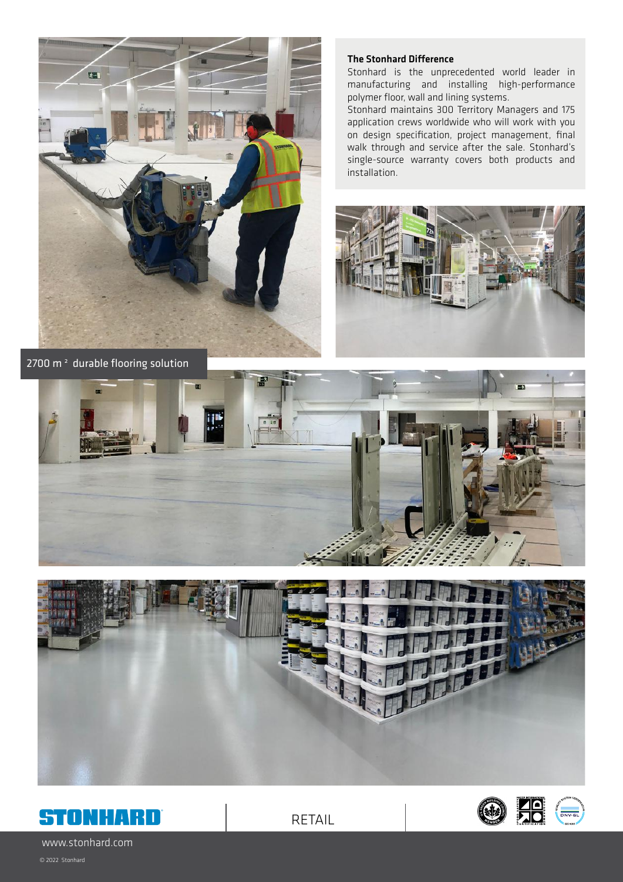### The Stonhard Difference

Stonhard is the unprecedented world leader in manufacturing and installing high-performance polymer floor, wall and lining systems.

Stonhard maintains 300 Territory Managers and 175 application crews worldwide who will work with you on design specification, project management, final walk through and service after the sale. Stonhard's single-source warranty covers both products and installation.

2700 m² durable flooring solution

STONHARD

RETAIL

www.stonhard.com

© 2022 Stonhard